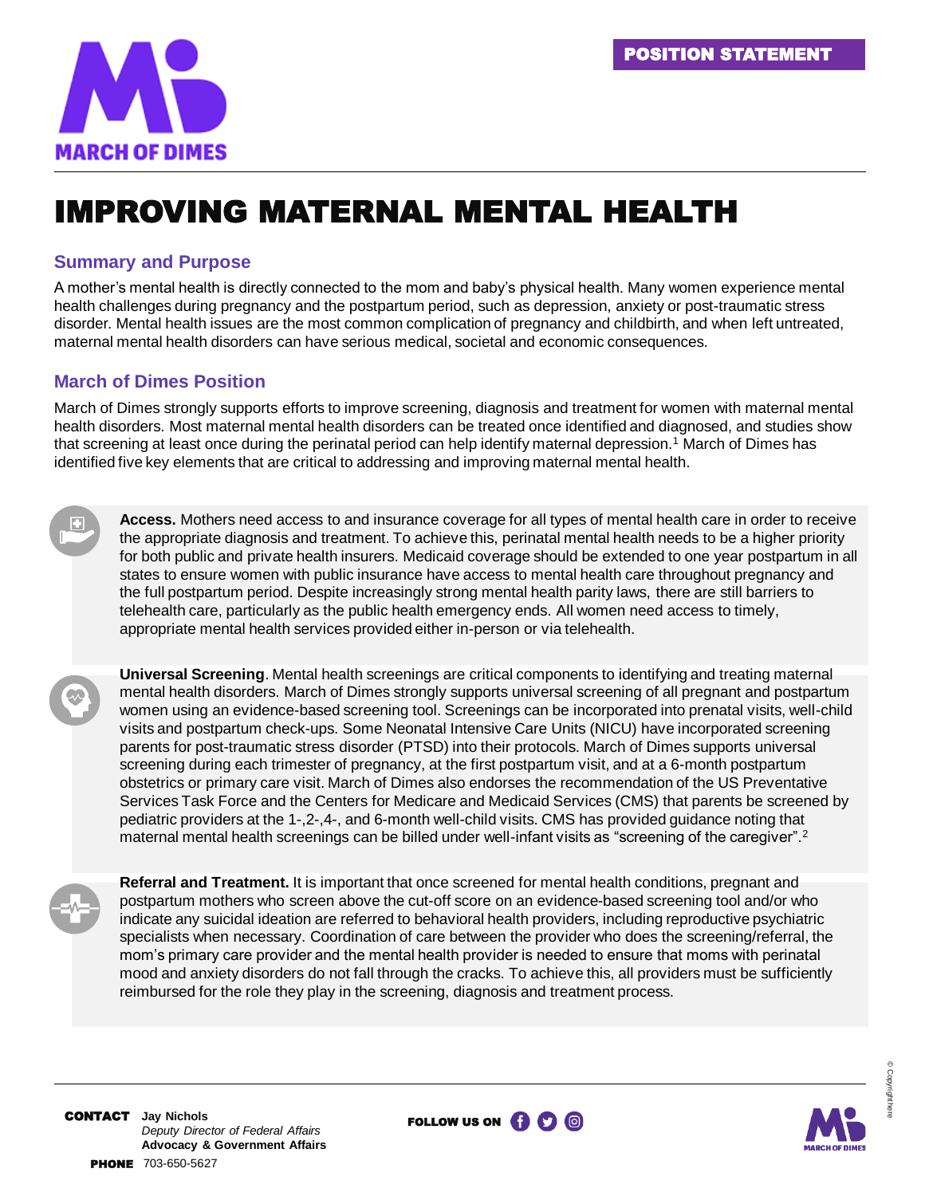MARCH OF DIMES

POSITION STATEMENT

# IMPROVING MATERNAL MENTAL HEALTH

## Summary and Purpose

A mother's mental health is directly connected to the mom and baby's physical health. Many women experience mental health challenges during pregnancy and the postpartum period, such as depression, anxiety or post-traumatic stress disorder. Mental health issues are the most common complication of pregnancy and childbirth, and when left untreated, maternal mental health disorders can have serious medical, societal and economic consequences.

## March of Dimes Position

March of Dimes strongly supports efforts to improve screening, diagnosis and treatment for women with maternal mental health disorders. Most maternal mental health disorders can be treated once identified and diagnosed, and studies show that screening at least once during the perinatal period can help identify maternal depression.[1] March of Dimes has identified five key elements that are critical to addressing and improving maternal mental health.

**Access.** Mothers need access to and insurance coverage for all types of mental health care in order to receive the appropriate diagnosis and treatment. To achieve this, perinatal mental health needs to be a higher priority for both public and private health insurers. Medicaid coverage should be extended to one year postpartum in all states to ensure women with public insurance have access to mental health care throughout pregnancy and the full postpartum period. Despite increasingly strong mental health parity laws, there are still barriers to telehealth care, particularly as the public health emergency ends. All women need access to timely, appropriate mental health services provided either in-person or via telehealth.

**Universal Screening**. Mental health screenings are critical components to identifying and treating maternal mental health disorders. March of Dimes strongly supports universal screening of all pregnant and postpartum women using an evidence-based screening tool. Screenings can be incorporated into prenatal visits, well-child visits and postpartum check-ups. Some Neonatal Intensive Care Units (NICU) have incorporated screening parents for post-traumatic stress disorder (PTSD) into their protocols. March of Dimes supports universal screening during each trimester of pregnancy, at the first postpartum visit, and at a 6-month postpartum obstetrics or primary care visit. March of Dimes also endorses the recommendation of the US Preventative Services Task Force and the Centers for Medicare and Medicaid Services (CMS) that parents be screened by pediatric providers at the 1-,2-,4-, and 6-month well-child visits. CMS has provided guidance noting that maternal mental health screenings can be billed under well-infant visits as "screening of the caregiver".[2]

**Referral and Treatment.** It is important that once screened for mental health conditions, pregnant and postpartum mothers who screen above the cut-off score on an evidence-based screening tool and/or who indicate any suicidal ideation are referred to behavioral health providers, including reproductive psychiatric specialists when necessary. Coordination of care between the provider who does the screening/referral, the mom's primary care provider and the mental health provider is needed to ensure that moms with perinatal mood and anxiety disorders do not fall through the cracks. To achieve this, all providers must be sufficiently reimbursed for the role they play in the screening, diagnosis and treatment process.

**CONTACT** Jay Nichols
*Deputy Director of Federal Affairs*
**Advocacy & Government Affairs**

**PHONE** 703-650-5627

**FOLLOW US ON**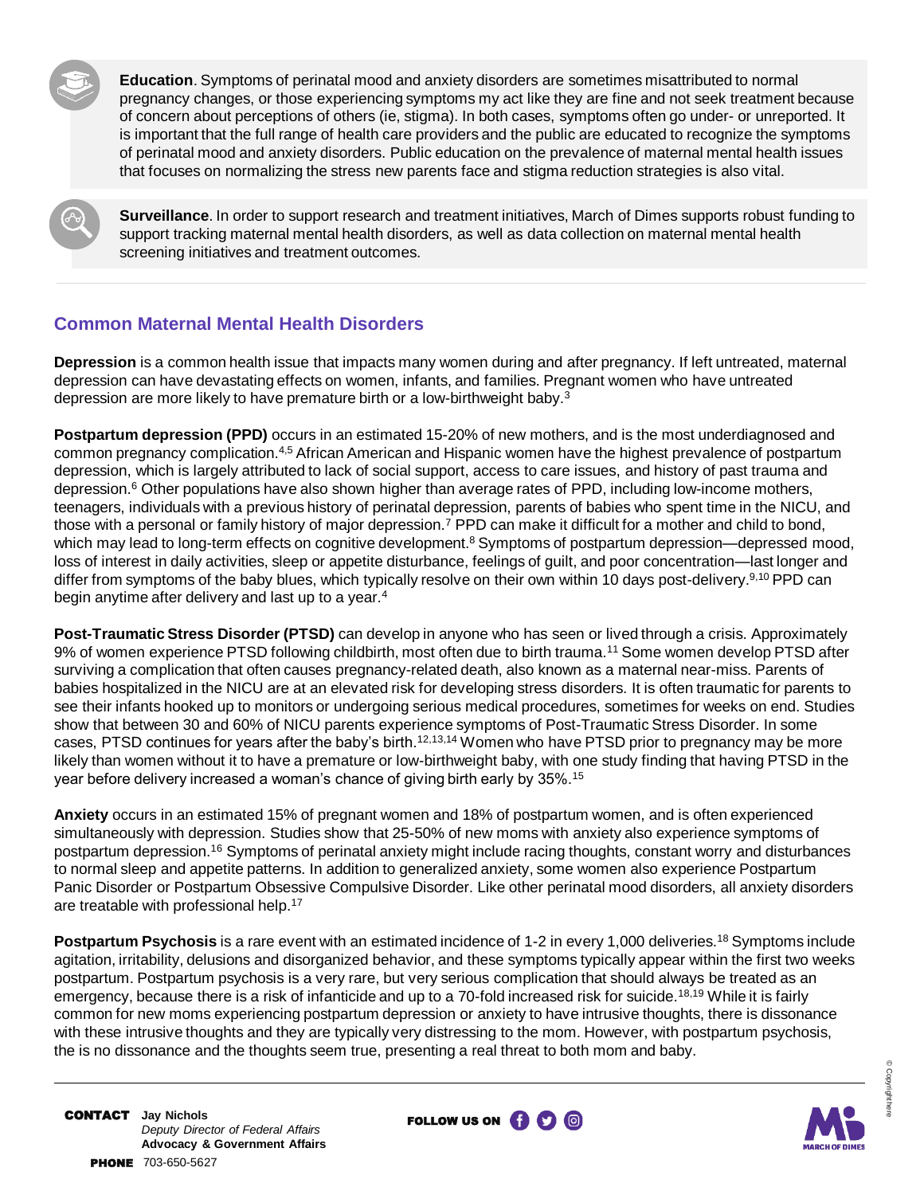**Education**. Symptoms of perinatal mood and anxiety disorders are sometimes misattributed to normal pregnancy changes, or those experiencing symptoms my act like they are fine and not seek treatment because of concern about perceptions of others (ie, stigma). In both cases, symptoms often go under- or unreported. It is important that the full range of health care providers and the public are educated to recognize the symptoms of perinatal mood and anxiety disorders. Public education on the prevalence of maternal mental health issues that focuses on normalizing the stress new parents face and stigma reduction strategies is also vital.

**Surveillance**. In order to support research and treatment initiatives, March of Dimes supports robust funding to support tracking maternal mental health disorders, as well as data collection on maternal mental health screening initiatives and treatment outcomes.

## Common Maternal Mental Health Disorders

**Depression** is a common health issue that impacts many women during and after pregnancy. If left untreated, maternal depression can have devastating effects on women, infants, and families. Pregnant women who have untreated depression are more likely to have premature birth or a low-birthweight baby.[3]

**Postpartum depression (PPD)** occurs in an estimated 15-20% of new mothers, and is the most underdiagnosed and common pregnancy complication.[4,5] African American and Hispanic women have the highest prevalence of postpartum depression, which is largely attributed to lack of social support, access to care issues, and history of past trauma and depression.[6] Other populations have also shown higher than average rates of PPD, including low-income mothers, teenagers, individuals with a previous history of perinatal depression, parents of babies who spent time in the NICU, and those with a personal or family history of major depression.[7] PPD can make it difficult for a mother and child to bond, which may lead to long-term effects on cognitive development.[8] Symptoms of postpartum depression—depressed mood, loss of interest in daily activities, sleep or appetite disturbance, feelings of guilt, and poor concentration—last longer and differ from symptoms of the baby blues, which typically resolve on their own within 10 days post-delivery.[9,10] PPD can begin anytime after delivery and last up to a year.[4]

**Post-Traumatic Stress Disorder (PTSD)** can develop in anyone who has seen or lived through a crisis. Approximately 9% of women experience PTSD following childbirth, most often due to birth trauma.[11] Some women develop PTSD after surviving a complication that often causes pregnancy-related death, also known as a maternal near-miss. Parents of babies hospitalized in the NICU are at an elevated risk for developing stress disorders. It is often traumatic for parents to see their infants hooked up to monitors or undergoing serious medical procedures, sometimes for weeks on end. Studies show that between 30 and 60% of NICU parents experience symptoms of Post-Traumatic Stress Disorder. In some cases, PTSD continues for years after the baby's birth.[12,13,14] Women who have PTSD prior to pregnancy may be more likely than women without it to have a premature or low-birthweight baby, with one study finding that having PTSD in the year before delivery increased a woman's chance of giving birth early by 35%.[15]

**Anxiety** occurs in an estimated 15% of pregnant women and 18% of postpartum women, and is often experienced simultaneously with depression. Studies show that 25-50% of new moms with anxiety also experience symptoms of postpartum depression.[16] Symptoms of perinatal anxiety might include racing thoughts, constant worry and disturbances to normal sleep and appetite patterns. In addition to generalized anxiety, some women also experience Postpartum Panic Disorder or Postpartum Obsessive Compulsive Disorder. Like other perinatal mood disorders, all anxiety disorders are treatable with professional help.[17]

**Postpartum Psychosis** is a rare event with an estimated incidence of 1-2 in every 1,000 deliveries.[18] Symptoms include agitation, irritability, delusions and disorganized behavior, and these symptoms typically appear within the first two weeks postpartum. Postpartum psychosis is a very rare, but very serious complication that should always be treated as an emergency, because there is a risk of infanticide and up to a 70-fold increased risk for suicide.[18,19] While it is fairly common for new moms experiencing postpartum depression or anxiety to have intrusive thoughts, there is dissonance with these intrusive thoughts and they are typically very distressing to the mom. However, with postpartum psychosis, the is no dissonance and the thoughts seem true, presenting a real threat to both mom and baby.

**CONTACT** Jay Nichols
*Deputy Director of Federal Affairs*
**Advocacy & Government Affairs**

**PHONE** 703-650-5627

**FOLLOW US ON**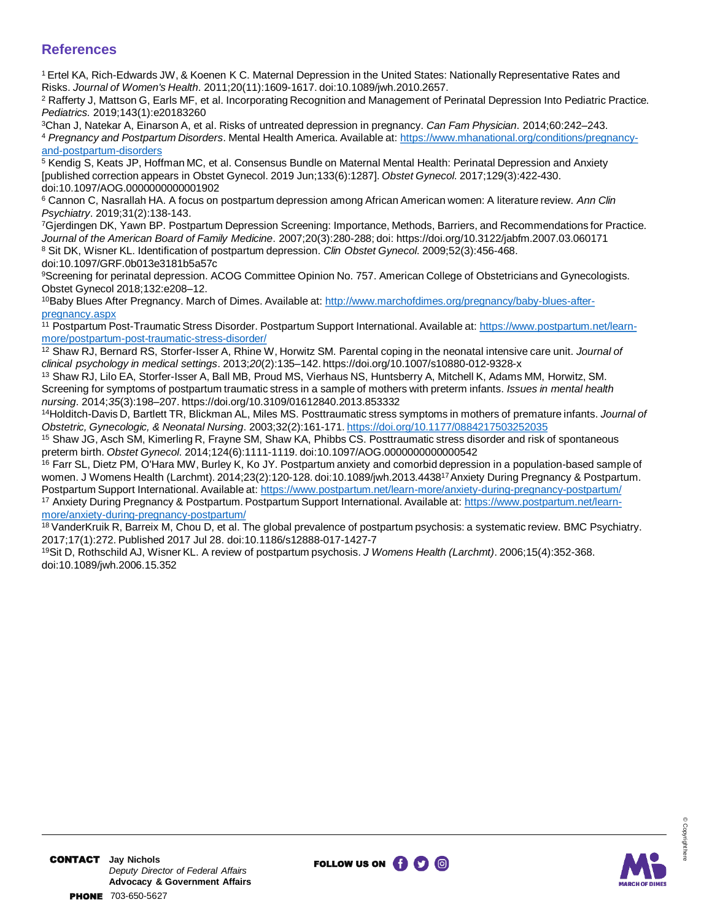## References

[1] Ertel KA, Rich-Edwards JW, & Koenen K C. Maternal Depression in the United States: Nationally Representative Rates and Risks. *Journal of Women's Health*. 2011;20(11):1609-1617. doi:10.1089/jwh.2010.2657.

[2] Rafferty J, Mattson G, Earls MF, et al. Incorporating Recognition and Management of Perinatal Depression Into Pediatric Practice. *Pediatrics.* 2019;143(1):e20183260

[3] Chan J, Natekar A, Einarson A, et al. Risks of untreated depression in pregnancy. *Can Fam Physician*. 2014;60:242–243.

[4] *Pregnancy and Postpartum Disorders*. Mental Health America. Available at: https://www.mhanational.org/conditions/pregnancy-and-postpartum-disorders

[5] Kendig S, Keats JP, Hoffman MC, et al. Consensus Bundle on Maternal Mental Health: Perinatal Depression and Anxiety [published correction appears in Obstet Gynecol. 2019 Jun;133(6):1287]. *Obstet Gynecol*. 2017;129(3):422-430. doi:10.1097/AOG.0000000000001902

[6] Cannon C, Nasrallah HA. A focus on postpartum depression among African American women: A literature review. *Ann Clin Psychiatry*. 2019;31(2):138-143.

[7] Gjerdingen DK, Yawn BP. Postpartum Depression Screening: Importance, Methods, Barriers, and Recommendations for Practice. *Journal of the American Board of Family Medicine*. 2007;20(3):280-288; doi: https://doi.org/10.3122/jabfm.2007.03.060171

[8] Sit DK, Wisner KL. Identification of postpartum depression. *Clin Obstet Gynecol*. 2009;52(3):456-468. doi:10.1097/GRF.0b013e3181b5a57c

[9] Screening for perinatal depression. ACOG Committee Opinion No. 757. American College of Obstetricians and Gynecologists. Obstet Gynecol 2018;132:e208–12.

[10] Baby Blues After Pregnancy. March of Dimes. Available at: http://www.marchofdimes.org/pregnancy/baby-blues-after-pregnancy.aspx

[11] Postpartum Post-Traumatic Stress Disorder. Postpartum Support International. Available at: https://www.postpartum.net/learn-more/postpartum-post-traumatic-stress-disorder/

[12] Shaw RJ, Bernard RS, Storfer-Isser A, Rhine W, Horwitz SM. Parental coping in the neonatal intensive care unit. *Journal of clinical psychology in medical settings*. 2013;*20*(2):135–142. https://doi.org/10.1007/s10880-012-9328-x

[13] Shaw RJ, Lilo EA, Storfer-Isser A, Ball MB, Proud MS, Vierhaus NS, Huntsberry A, Mitchell K, Adams MM, Horwitz, SM. Screening for symptoms of postpartum traumatic stress in a sample of mothers with preterm infants. *Issues in mental health nursing*. 2014;*35*(3):198–207. https://doi.org/10.3109/01612840.2013.853332

[14] Holditch-Davis D, Bartlett TR, Blickman AL, Miles MS. Posttraumatic stress symptoms in mothers of premature infants. *Journal of Obstetric, Gynecologic, & Neonatal Nursing*. 2003;32(2):161-171. https://doi.org/10.1177/0884217503252035

[15] Shaw JG, Asch SM, Kimerling R, Frayne SM, Shaw KA, Phibbs CS. Posttraumatic stress disorder and risk of spontaneous preterm birth. *Obstet Gynecol*. 2014;124(6):1111-1119. doi:10.1097/AOG.0000000000000542

[16] Farr SL, Dietz PM, O'Hara MW, Burley K, Ko JY. Postpartum anxiety and comorbid depression in a population-based sample of women. J Womens Health (Larchmt). 2014;23(2):120-128. doi:10.1089/jwh.2013.4438[17] Anxiety During Pregnancy & Postpartum. Postpartum Support International. Available at: https://www.postpartum.net/learn-more/anxiety-during-pregnancy-postpartum/

[17] Anxiety During Pregnancy & Postpartum. Postpartum Support International. Available at: https://www.postpartum.net/learn-more/anxiety-during-pregnancy-postpartum/

[18] VanderKruik R, Barreix M, Chou D, et al. The global prevalence of postpartum psychosis: a systematic review. BMC Psychiatry. 2017;17(1):272. Published 2017 Jul 28. doi:10.1186/s12888-017-1427-7

[19] Sit D, Rothschild AJ, Wisner KL. A review of postpartum psychosis. *J Womens Health (Larchmt)*. 2006;15(4):352-368. doi:10.1089/jwh.2006.15.352

**CONTACT** **Jay Nichols**
*Deputy Director of Federal Affairs*
**Advocacy & Government Affairs**

**PHONE** 703-650-5627

**FOLLOW US ON**

MARCH OF DIMES

© Copyrighthere